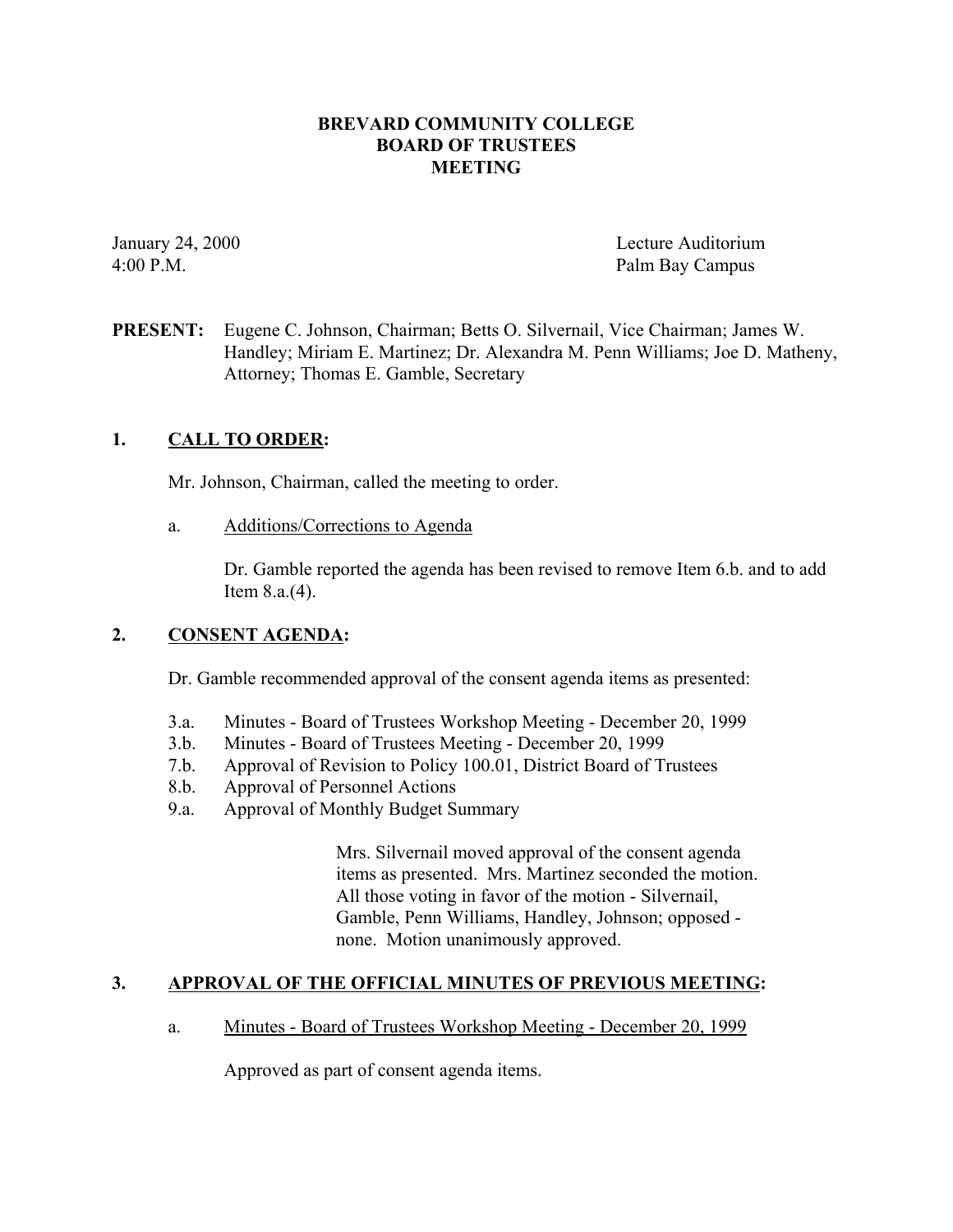# BREVARD COMMUNITY COLLEGE
# BOARD OF TRUSTEES
# MEETING

January 24, 2000
4:00 P.M.

Lecture Auditorium
Palm Bay Campus

**PRESENT:** Eugene C. Johnson, Chairman; Betts O. Silvernail, Vice Chairman; James W. Handley; Miriam E. Martinez; Dr. Alexandra M. Penn Williams; Joe D. Matheny, Attorney; Thomas E. Gamble, Secretary

## 1. CALL TO ORDER:

Mr. Johnson, Chairman, called the meeting to order.

a. Additions/Corrections to Agenda

Dr. Gamble reported the agenda has been revised to remove Item 6.b. and to add Item 8.a.(4).

## 2. CONSENT AGENDA:

Dr. Gamble recommended approval of the consent agenda items as presented:

- 3.a. Minutes - Board of Trustees Workshop Meeting - December 20, 1999
- 3.b. Minutes - Board of Trustees Meeting - December 20, 1999
- 7.b. Approval of Revision to Policy 100.01, District Board of Trustees
- 8.b. Approval of Personnel Actions
- 9.a. Approval of Monthly Budget Summary

Mrs. Silvernail moved approval of the consent agenda items as presented. Mrs. Martinez seconded the motion. All those voting in favor of the motion - Silvernail, Gamble, Penn Williams, Handley, Johnson; opposed - none. Motion unanimously approved.

## 3. APPROVAL OF THE OFFICIAL MINUTES OF PREVIOUS MEETING:

a. Minutes - Board of Trustees Workshop Meeting - December 20, 1999

Approved as part of consent agenda items.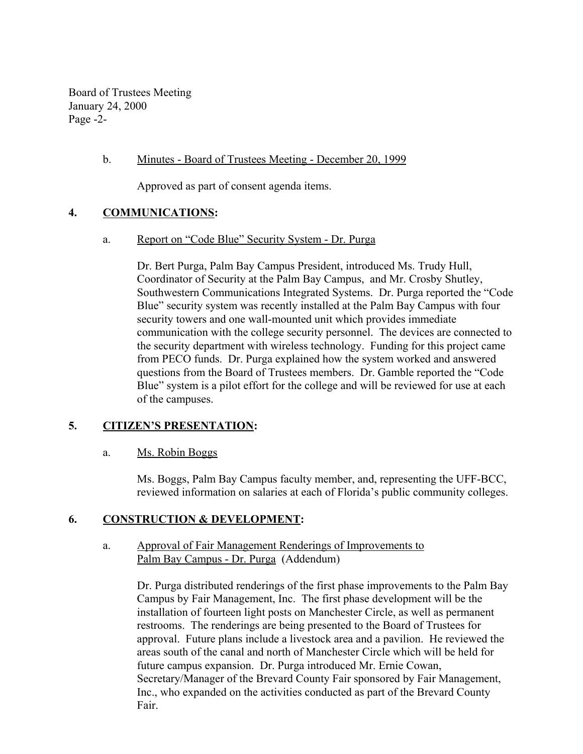b. Minutes - Board of Trustees Meeting - December 20, 1999

Approved as part of consent agenda items.

**4. COMMUNICATIONS:**

a. Report on "Code Blue" Security System - Dr. Purga

Dr. Bert Purga, Palm Bay Campus President, introduced Ms. Trudy Hull, Coordinator of Security at the Palm Bay Campus, and Mr. Crosby Shutley, Southwestern Communications Integrated Systems. Dr. Purga reported the "Code Blue" security system was recently installed at the Palm Bay Campus with four security towers and one wall-mounted unit which provides immediate communication with the college security personnel. The devices are connected to the security department with wireless technology. Funding for this project came from PECO funds. Dr. Purga explained how the system worked and answered questions from the Board of Trustees members. Dr. Gamble reported the "Code Blue" system is a pilot effort for the college and will be reviewed for use at each of the campuses.

**5. CITIZEN'S PRESENTATION:**

a. Ms. Robin Boggs

Ms. Boggs, Palm Bay Campus faculty member, and, representing the UFF-BCC, reviewed information on salaries at each of Florida's public community colleges.

**6. CONSTRUCTION & DEVELOPMENT:**

a. Approval of Fair Management Renderings of Improvements to Palm Bay Campus - Dr. Purga (Addendum)

Dr. Purga distributed renderings of the first phase improvements to the Palm Bay Campus by Fair Management, Inc. The first phase development will be the installation of fourteen light posts on Manchester Circle, as well as permanent restrooms. The renderings are being presented to the Board of Trustees for approval. Future plans include a livestock area and a pavilion. He reviewed the areas south of the canal and north of Manchester Circle which will be held for future campus expansion. Dr. Purga introduced Mr. Ernie Cowan, Secretary/Manager of the Brevard County Fair sponsored by Fair Management, Inc., who expanded on the activities conducted as part of the Brevard County Fair.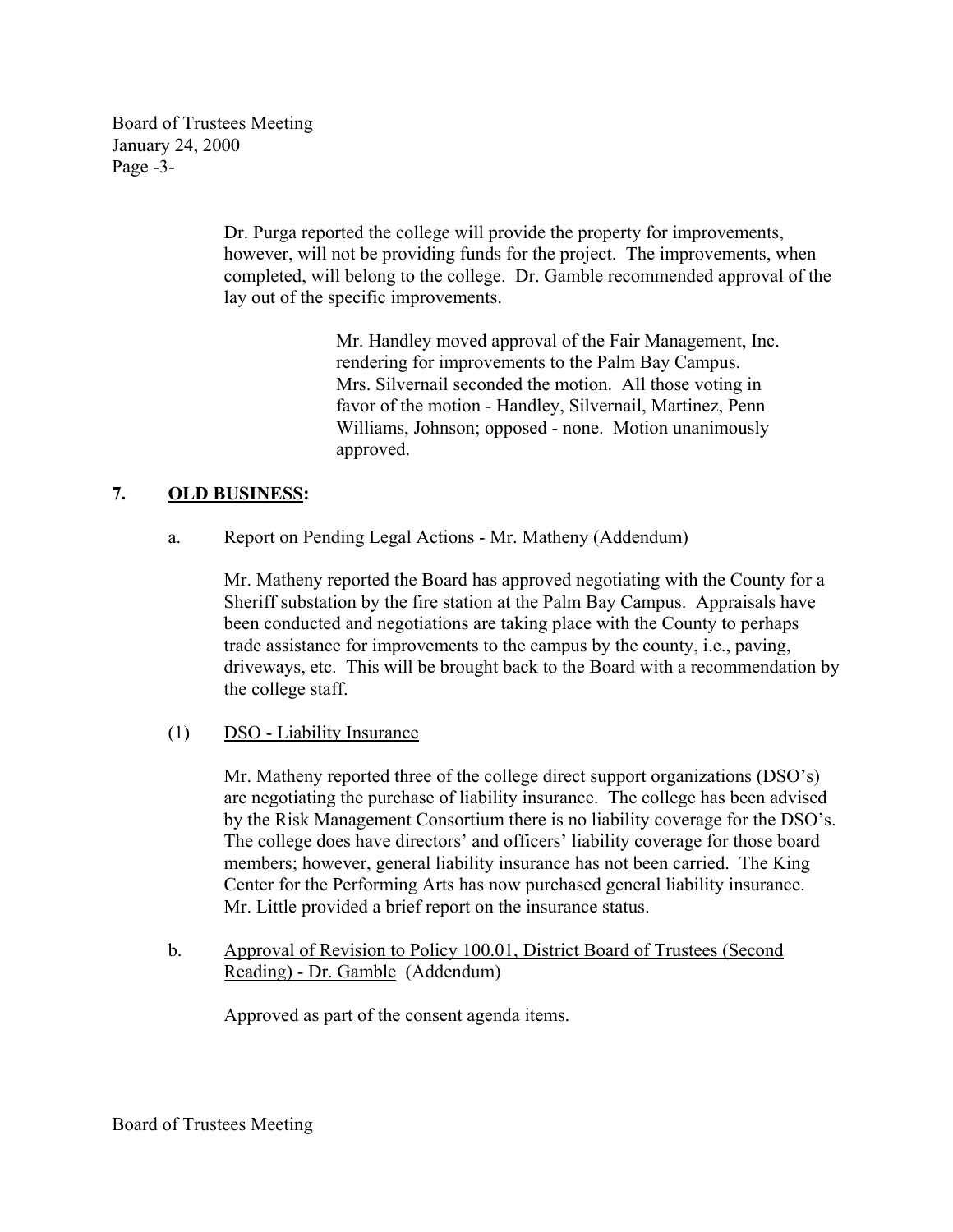Dr. Purga reported the college will provide the property for improvements, however, will not be providing funds for the project. The improvements, when completed, will belong to the college. Dr. Gamble recommended approval of the lay out of the specific improvements.

> Mr. Handley moved approval of the Fair Management, Inc. rendering for improvements to the Palm Bay Campus. Mrs. Silvernail seconded the motion. All those voting in favor of the motion - Handley, Silvernail, Martinez, Penn Williams, Johnson; opposed - none. Motion unanimously approved.

## 7. **OLD BUSINESS:**

a. Report on Pending Legal Actions - Mr. Matheny (Addendum)

Mr. Matheny reported the Board has approved negotiating with the County for a Sheriff substation by the fire station at the Palm Bay Campus. Appraisals have been conducted and negotiations are taking place with the County to perhaps trade assistance for improvements to the campus by the county, i.e., paving, driveways, etc. This will be brought back to the Board with a recommendation by the college staff.

(1) DSO - Liability Insurance

Mr. Matheny reported three of the college direct support organizations (DSO's) are negotiating the purchase of liability insurance. The college has been advised by the Risk Management Consortium there is no liability coverage for the DSO's. The college does have directors' and officers' liability coverage for those board members; however, general liability insurance has not been carried. The King Center for the Performing Arts has now purchased general liability insurance. Mr. Little provided a brief report on the insurance status.

b. Approval of Revision to Policy 100.01, District Board of Trustees (Second Reading) - Dr. Gamble (Addendum)

Approved as part of the consent agenda items.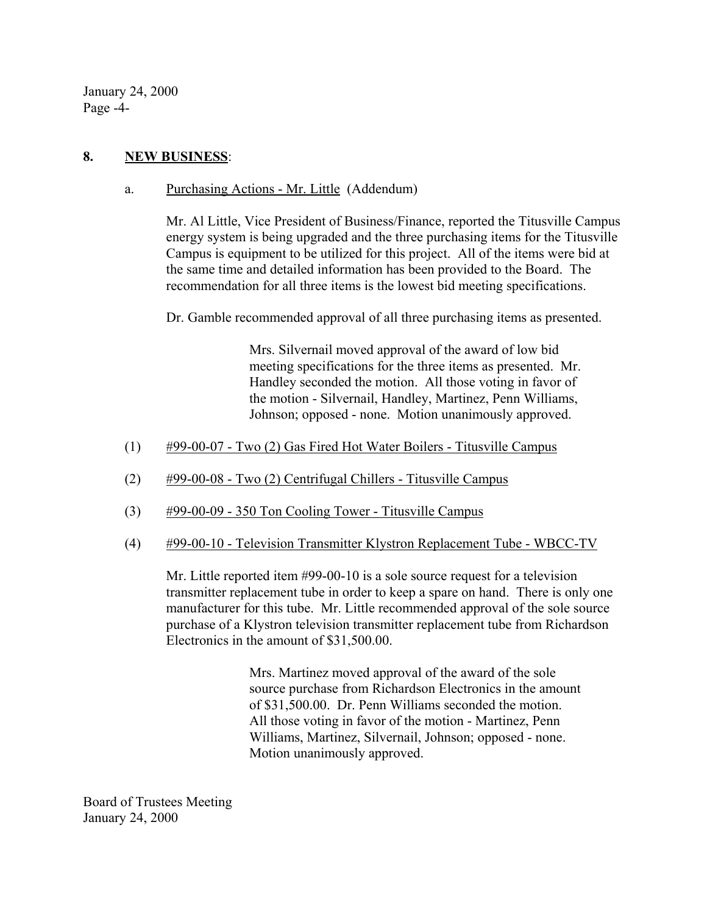## 8. NEW BUSINESS:

a. Purchasing Actions - Mr. Little (Addendum)

Mr. Al Little, Vice President of Business/Finance, reported the Titusville Campus energy system is being upgraded and the three purchasing items for the Titusville Campus is equipment to be utilized for this project. All of the items were bid at the same time and detailed information has been provided to the Board. The recommendation for all three items is the lowest bid meeting specifications.

Dr. Gamble recommended approval of all three purchasing items as presented.

> Mrs. Silvernail moved approval of the award of low bid meeting specifications for the three items as presented. Mr. Handley seconded the motion. All those voting in favor of the motion - Silvernail, Handley, Martinez, Penn Williams, Johnson; opposed - none. Motion unanimously approved.

(1) #99-00-07 - Two (2) Gas Fired Hot Water Boilers - Titusville Campus

(2) #99-00-08 - Two (2) Centrifugal Chillers - Titusville Campus

(3) #99-00-09 - 350 Ton Cooling Tower - Titusville Campus

(4) #99-00-10 - Television Transmitter Klystron Replacement Tube - WBCC-TV

Mr. Little reported item #99-00-10 is a sole source request for a television transmitter replacement tube in order to keep a spare on hand. There is only one manufacturer for this tube. Mr. Little recommended approval of the sole source purchase of a Klystron television transmitter replacement tube from Richardson Electronics in the amount of $31,500.00.

> Mrs. Martinez moved approval of the award of the sole source purchase from Richardson Electronics in the amount of $31,500.00. Dr. Penn Williams seconded the motion. All those voting in favor of the motion - Martinez, Penn Williams, Martinez, Silvernail, Johnson; opposed - none. Motion unanimously approved.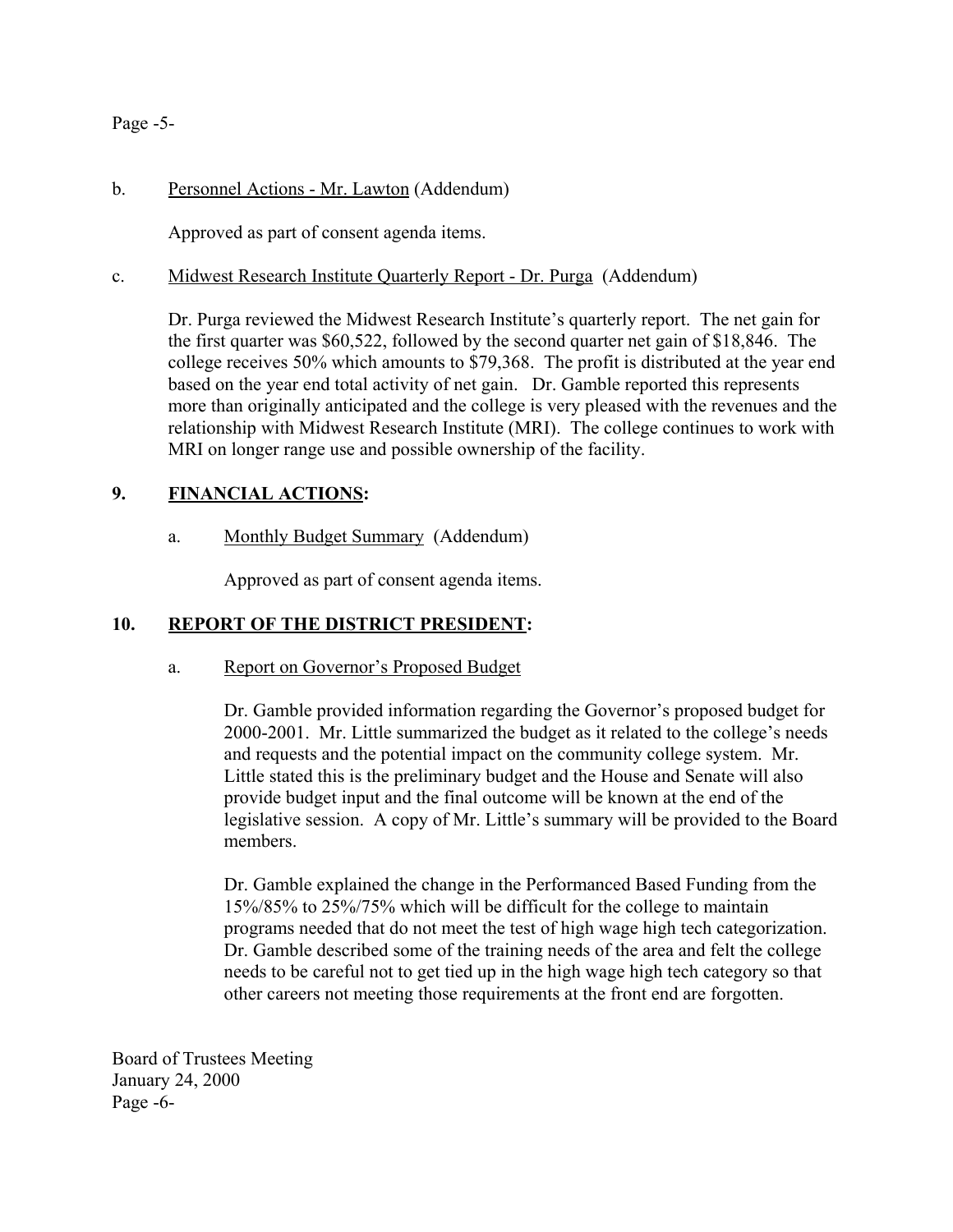b. Personnel Actions - Mr. Lawton (Addendum)

Approved as part of consent agenda items.

c. Midwest Research Institute Quarterly Report - Dr. Purga (Addendum)

Dr. Purga reviewed the Midwest Research Institute's quarterly report. The net gain for the first quarter was $60,522, followed by the second quarter net gain of $18,846. The college receives 50% which amounts to $79,368. The profit is distributed at the year end based on the year end total activity of net gain. Dr. Gamble reported this represents more than originally anticipated and the college is very pleased with the revenues and the relationship with Midwest Research Institute (MRI). The college continues to work with MRI on longer range use and possible ownership of the facility.

## 9. FINANCIAL ACTIONS:

a. Monthly Budget Summary (Addendum)

Approved as part of consent agenda items.

## 10. REPORT OF THE DISTRICT PRESIDENT:

a. Report on Governor's Proposed Budget

Dr. Gamble provided information regarding the Governor's proposed budget for 2000-2001. Mr. Little summarized the budget as it related to the college's needs and requests and the potential impact on the community college system. Mr. Little stated this is the preliminary budget and the House and Senate will also provide budget input and the final outcome will be known at the end of the legislative session. A copy of Mr. Little's summary will be provided to the Board members.

Dr. Gamble explained the change in the Performanced Based Funding from the 15%/85% to 25%/75% which will be difficult for the college to maintain programs needed that do not meet the test of high wage high tech categorization. Dr. Gamble described some of the training needs of the area and felt the college needs to be careful not to get tied up in the high wage high tech category so that other careers not meeting those requirements at the front end are forgotten.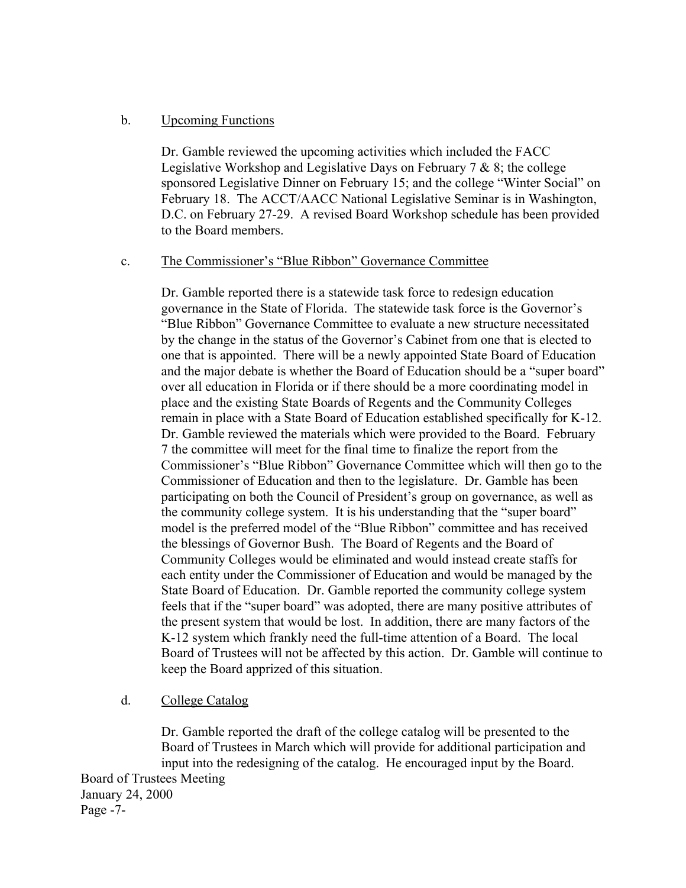b. Upcoming Functions

Dr. Gamble reviewed the upcoming activities which included the FACC Legislative Workshop and Legislative Days on February 7 & 8; the college sponsored Legislative Dinner on February 15; and the college "Winter Social" on February 18. The ACCT/AACC National Legislative Seminar is in Washington, D.C. on February 27-29. A revised Board Workshop schedule has been provided to the Board members.

c. The Commissioner's "Blue Ribbon" Governance Committee

Dr. Gamble reported there is a statewide task force to redesign education governance in the State of Florida. The statewide task force is the Governor's "Blue Ribbon" Governance Committee to evaluate a new structure necessitated by the change in the status of the Governor's Cabinet from one that is elected to one that is appointed. There will be a newly appointed State Board of Education and the major debate is whether the Board of Education should be a "super board" over all education in Florida or if there should be a more coordinating model in place and the existing State Boards of Regents and the Community Colleges remain in place with a State Board of Education established specifically for K-12. Dr. Gamble reviewed the materials which were provided to the Board. February 7 the committee will meet for the final time to finalize the report from the Commissioner's "Blue Ribbon" Governance Committee which will then go to the Commissioner of Education and then to the legislature. Dr. Gamble has been participating on both the Council of President's group on governance, as well as the community college system. It is his understanding that the "super board" model is the preferred model of the "Blue Ribbon" committee and has received the blessings of Governor Bush. The Board of Regents and the Board of Community Colleges would be eliminated and would instead create staffs for each entity under the Commissioner of Education and would be managed by the State Board of Education. Dr. Gamble reported the community college system feels that if the "super board" was adopted, there are many positive attributes of the present system that would be lost. In addition, there are many factors of the K-12 system which frankly need the full-time attention of a Board. The local Board of Trustees will not be affected by this action. Dr. Gamble will continue to keep the Board apprized of this situation.

d. College Catalog

Dr. Gamble reported the draft of the college catalog will be presented to the Board of Trustees in March which will provide for additional participation and input into the redesigning of the catalog. He encouraged input by the Board.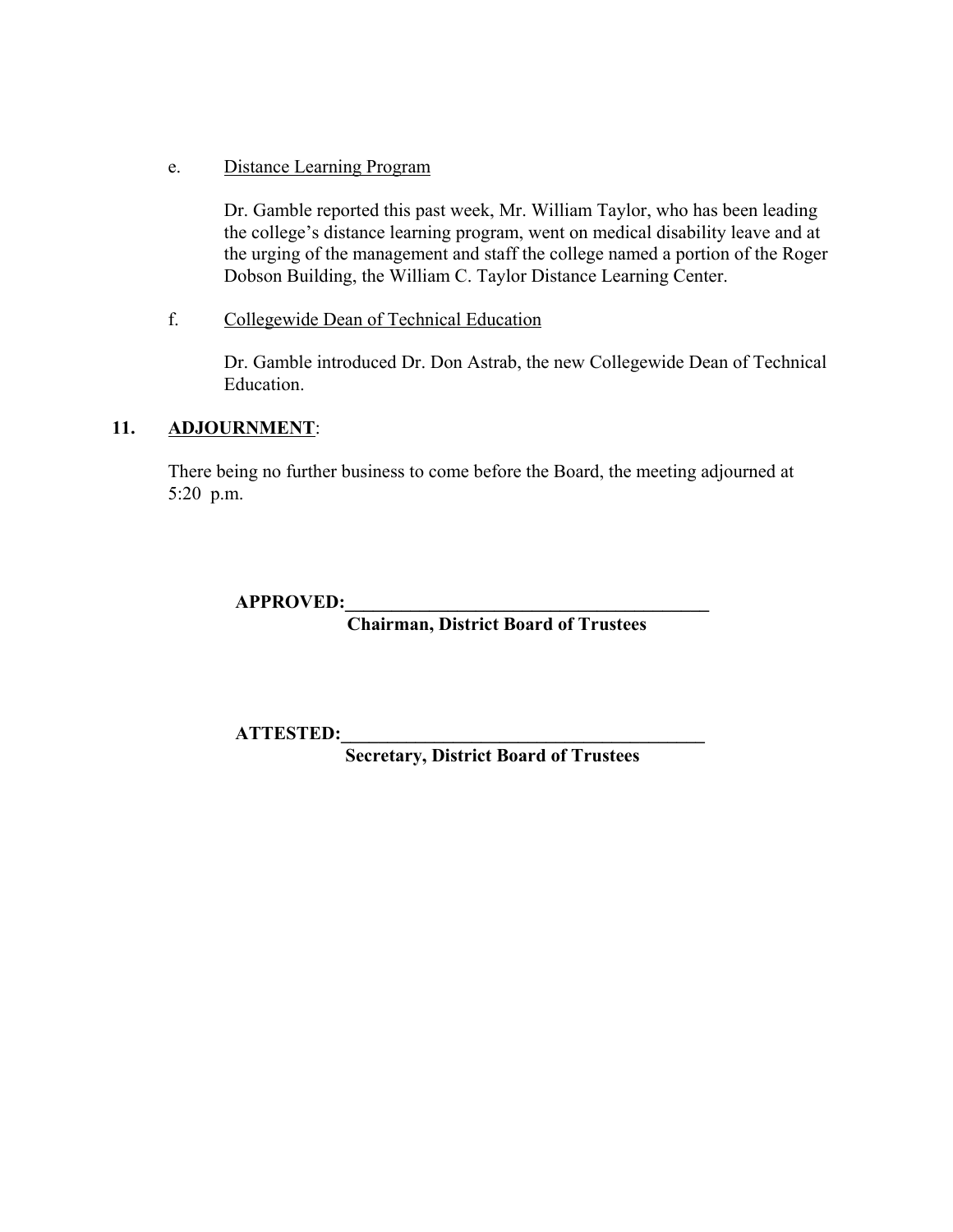e. Distance Learning Program

Dr. Gamble reported this past week, Mr. William Taylor, who has been leading the college's distance learning program, went on medical disability leave and at the urging of the management and staff the college named a portion of the Roger Dobson Building, the William C. Taylor Distance Learning Center.

f. Collegewide Dean of Technical Education

Dr. Gamble introduced Dr. Don Astrab, the new Collegewide Dean of Technical Education.

**11. ADJOURNMENT:**

There being no further business to come before the Board, the meeting adjourned at 5:20 p.m.

**APPROVED:**\_\_\_\_\_\_\_\_\_\_\_\_\_\_\_\_\_\_\_\_\_\_\_\_\_\_\_\_\_\_\_\_\_\_\_\_\_\_\_\_
**Chairman, District Board of Trustees**

**ATTESTED:**\_\_\_\_\_\_\_\_\_\_\_\_\_\_\_\_\_\_\_\_\_\_\_\_\_\_\_\_\_\_\_\_\_\_\_\_\_\_\_\_
**Secretary, District Board of Trustees**